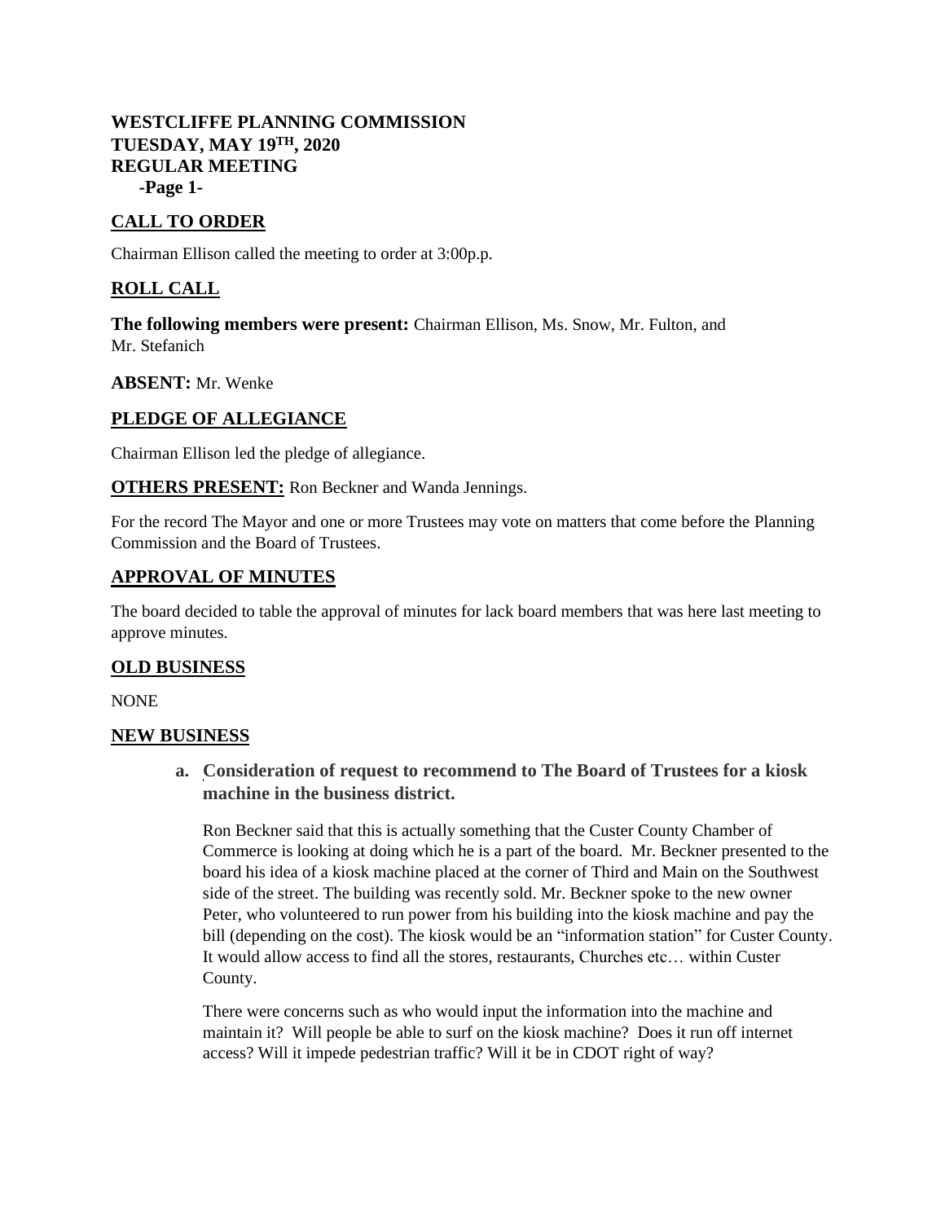**WESTCLIFFE PLANNING COMMISSION**
**TUESDAY, MAY 19TH, 2020**
**REGULAR MEETING**
**-Page 1-**

## CALL TO ORDER

Chairman Ellison called the meeting to order at 3:00p.p.

## ROLL CALL

**The following members were present:** Chairman Ellison, Ms. Snow, Mr. Fulton, and Mr. Stefanich

**ABSENT:** Mr. Wenke

## PLEDGE OF ALLEGIANCE

Chairman Ellison led the pledge of allegiance.

**OTHERS PRESENT:** Ron Beckner and Wanda Jennings.

For the record The Mayor and one or more Trustees may vote on matters that come before the Planning Commission and the Board of Trustees.

## APPROVAL OF MINUTES

The board decided to table the approval of minutes for lack board members that was here last meeting to approve minutes.

## OLD BUSINESS

NONE

## NEW BUSINESS

**a. Consideration of request to recommend to The Board of Trustees for a kiosk machine in the business district.**

Ron Beckner said that this is actually something that the Custer County Chamber of Commerce is looking at doing which he is a part of the board. Mr. Beckner presented to the board his idea of a kiosk machine placed at the corner of Third and Main on the Southwest side of the street. The building was recently sold. Mr. Beckner spoke to the new owner Peter, who volunteered to run power from his building into the kiosk machine and pay the bill (depending on the cost). The kiosk would be an "information station" for Custer County. It would allow access to find all the stores, restaurants, Churches etc… within Custer County.

There were concerns such as who would input the information into the machine and maintain it? Will people be able to surf on the kiosk machine? Does it run off internet access? Will it impede pedestrian traffic? Will it be in CDOT right of way?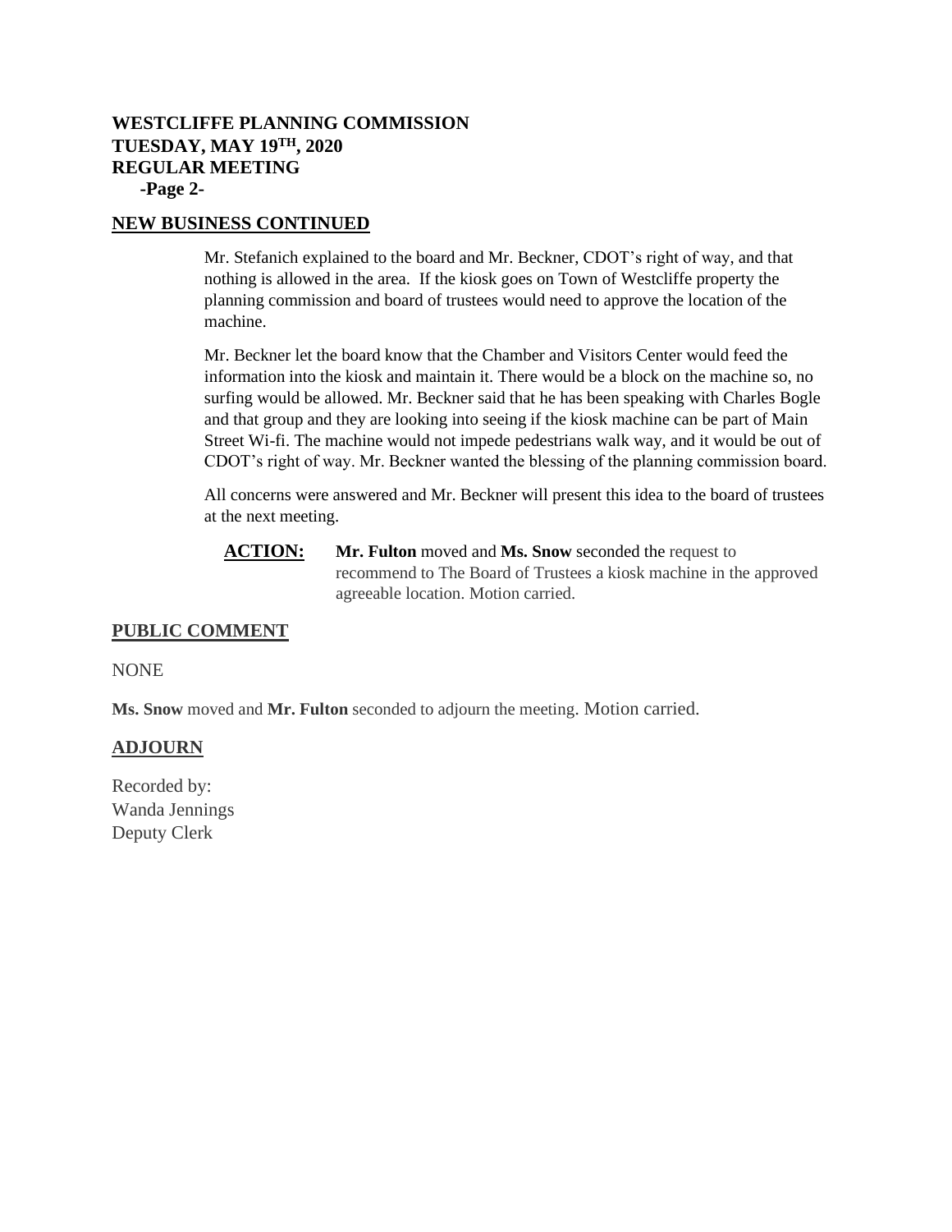**WESTCLIFFE PLANNING COMMISSION**
**TUESDAY, MAY 19TH, 2020**
**REGULAR MEETING**
**-Page 2-**

## NEW BUSINESS CONTINUED

Mr. Stefanich explained to the board and Mr. Beckner, CDOT's right of way, and that nothing is allowed in the area. If the kiosk goes on Town of Westcliffe property the planning commission and board of trustees would need to approve the location of the machine.

Mr. Beckner let the board know that the Chamber and Visitors Center would feed the information into the kiosk and maintain it. There would be a block on the machine so, no surfing would be allowed. Mr. Beckner said that he has been speaking with Charles Bogle and that group and they are looking into seeing if the kiosk machine can be part of Main Street Wi-fi. The machine would not impede pedestrians walk way, and it would be out of CDOT's right of way. Mr. Beckner wanted the blessing of the planning commission board.

All concerns were answered and Mr. Beckner will present this idea to the board of trustees at the next meeting.

**ACTION:** **Mr. Fulton** moved and **Ms. Snow** seconded the request to recommend to The Board of Trustees a kiosk machine in the approved agreeable location. Motion carried.

## PUBLIC COMMENT

NONE

**Ms. Snow** moved and **Mr. Fulton** seconded to adjourn the meeting. Motion carried.

## ADJOURN

Recorded by:
Wanda Jennings
Deputy Clerk